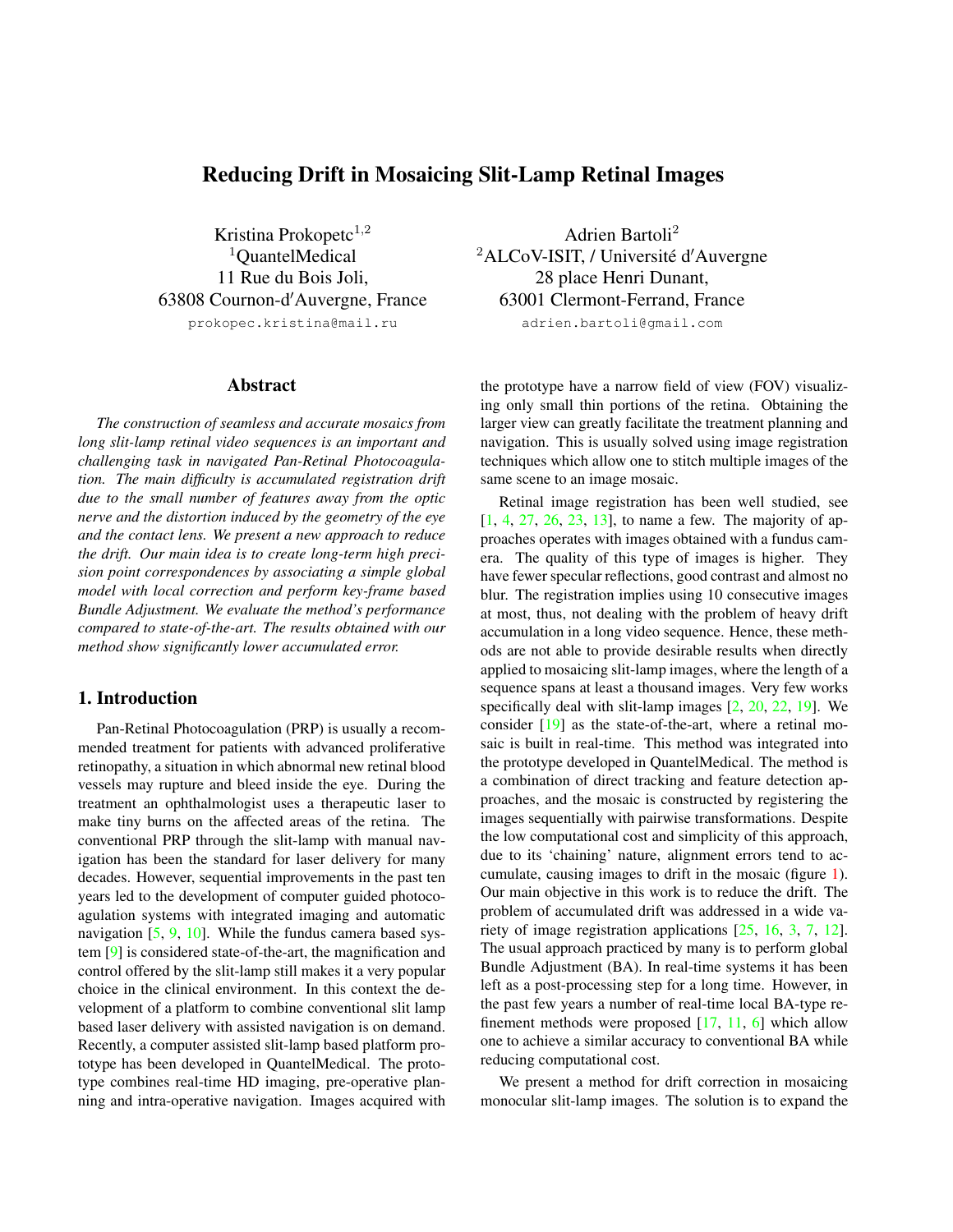# Reducing Drift in Mosaicing Slit-Lamp Retinal Images

Kristina Prokopetc[1,2]
[1]QuantelMedical
11 Rue du Bois Joli,
63808 Cournon-d′Auvergne, France
prokopec.kristina@mail.ru

Adrien Bartoli[2]
[2]ALCoV-ISIT, / Université d′Auvergne
28 place Henri Dunant,
63001 Clermont-Ferrand, France
adrien.bartoli@gmail.com

## Abstract

*The construction of seamless and accurate mosaics from long slit-lamp retinal video sequences is an important and challenging task in navigated Pan-Retinal Photocoagulation. The main difficulty is accumulated registration drift due to the small number of features away from the optic nerve and the distortion induced by the geometry of the eye and the contact lens. We present a new approach to reduce the drift. Our main idea is to create long-term high precision point correspondences by associating a simple global model with local correction and perform key-frame based Bundle Adjustment. We evaluate the method's performance compared to state-of-the-art. The results obtained with our method show significantly lower accumulated error.*

## 1. Introduction

Pan-Retinal Photocoagulation (PRP) is usually a recommended treatment for patients with advanced proliferative retinopathy, a situation in which abnormal new retinal blood vessels may rupture and bleed inside the eye. During the treatment an ophthalmologist uses a therapeutic laser to make tiny burns on the affected areas of the retina. The conventional PRP through the slit-lamp with manual navigation has been the standard for laser delivery for many decades. However, sequential improvements in the past ten years led to the development of computer guided photocoagulation systems with integrated imaging and automatic navigation [5, 9, 10]. While the fundus camera based system [9] is considered state-of-the-art, the magnification and control offered by the slit-lamp still makes it a very popular choice in the clinical environment. In this context the development of a platform to combine conventional slit lamp based laser delivery with assisted navigation is on demand. Recently, a computer assisted slit-lamp based platform prototype has been developed in QuantelMedical. The prototype combines real-time HD imaging, pre-operative planning and intra-operative navigation. Images acquired with the prototype have a narrow field of view (FOV) visualizing only small thin portions of the retina. Obtaining the larger view can greatly facilitate the treatment planning and navigation. This is usually solved using image registration techniques which allow one to stitch multiple images of the same scene to an image mosaic.

Retinal image registration has been well studied, see [1, 4, 27, 26, 23, 13], to name a few. The majority of approaches operates with images obtained with a fundus camera. The quality of this type of images is higher. They have fewer specular reflections, good contrast and almost no blur. The registration implies using 10 consecutive images at most, thus, not dealing with the problem of heavy drift accumulation in a long video sequence. Hence, these methods are not able to provide desirable results when directly applied to mosaicing slit-lamp images, where the length of a sequence spans at least a thousand images. Very few works specifically deal with slit-lamp images [2, 20, 22, 19]. We consider [19] as the state-of-the-art, where a retinal mosaic is built in real-time. This method was integrated into the prototype developed in QuantelMedical. The method is a combination of direct tracking and feature detection approaches, and the mosaic is constructed by registering the images sequentially with pairwise transformations. Despite the low computational cost and simplicity of this approach, due to its 'chaining' nature, alignment errors tend to accumulate, causing images to drift in the mosaic (figure 1). Our main objective in this work is to reduce the drift. The problem of accumulated drift was addressed in a wide variety of image registration applications [25, 16, 3, 7, 12]. The usual approach practiced by many is to perform global Bundle Adjustment (BA). In real-time systems it has been left as a post-processing step for a long time. However, in the past few years a number of real-time local BA-type refinement methods were proposed [17, 11, 6] which allow one to achieve a similar accuracy to conventional BA while reducing computational cost.

We present a method for drift correction in mosaicing monocular slit-lamp images. The solution is to expand the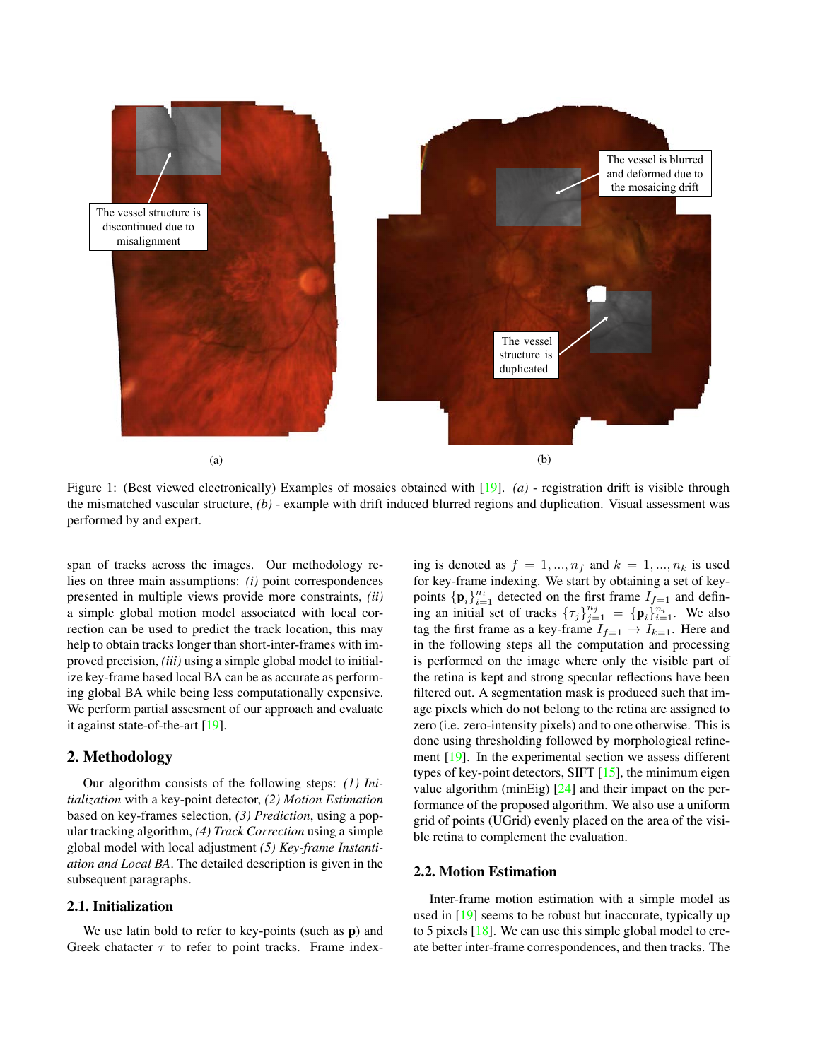Figure 1: (Best viewed electronically) Examples of mosaics obtained with [19]. *(a)* - registration drift is visible through the mismatched vascular structure, *(b)* - example with drift induced blurred regions and duplication. Visual assessment was performed by and expert.

span of tracks across the images. Our methodology relies on three main assumptions: *(i)* point correspondences presented in multiple views provide more constraints, *(ii)* a simple global motion model associated with local correction can be used to predict the track location, this may help to obtain tracks longer than short-inter-frames with improved precision, *(iii)* using a simple global model to initialize key-frame based local BA can be as accurate as performing global BA while being less computationally expensive. We perform partial assesment of our approach and evaluate it against state-of-the-art [19].

## 2. Methodology

Our algorithm consists of the following steps: *(1) Initialization* with a key-point detector, *(2) Motion Estimation* based on key-frames selection, *(3) Prediction*, using a popular tracking algorithm, *(4) Track Correction* using a simple global model with local adjustment *(5) Key-frame Instantiation and Local BA*. The detailed description is given in the subsequent paragraphs.

### 2.1. Initialization

We use latin bold to refer to key-points (such as $\mathbf{p}$) and Greek chatacter $\tau$ to refer to point tracks. Frame indexing is denoted as $f = 1, ..., n_f$ and $k = 1, ..., n_k$ is used for key-frame indexing. We start by obtaining a set of key-points $\{\mathbf{p}_i\}_{i=1}^{n_i}$ detected on the first frame $I_{f=1}$ and defining an initial set of tracks $\{\tau_j\}_{j=1}^{n_j} = \{\mathbf{p}_i\}_{i=1}^{n_i}$. We also tag the first frame as a key-frame $I_{f=1} \rightarrow I_{k=1}$. Here and in the following steps all the computation and processing is performed on the image where only the visible part of the retina is kept and strong specular reflections have been filtered out. A segmentation mask is produced such that image pixels which do not belong to the retina are assigned to zero (i.e. zero-intensity pixels) and to one otherwise. This is done using thresholding followed by morphological refinement [19]. In the experimental section we assess different types of key-point detectors, SIFT [15], the minimum eigen value algorithm (minEig) [24] and their impact on the performance of the proposed algorithm. We also use a uniform grid of points (UGrid) evenly placed on the area of the visible retina to complement the evaluation.

### 2.2. Motion Estimation

Inter-frame motion estimation with a simple model as used in [19] seems to be robust but inaccurate, typically up to 5 pixels [18]. We can use this simple global model to create better inter-frame correspondences, and then tracks. The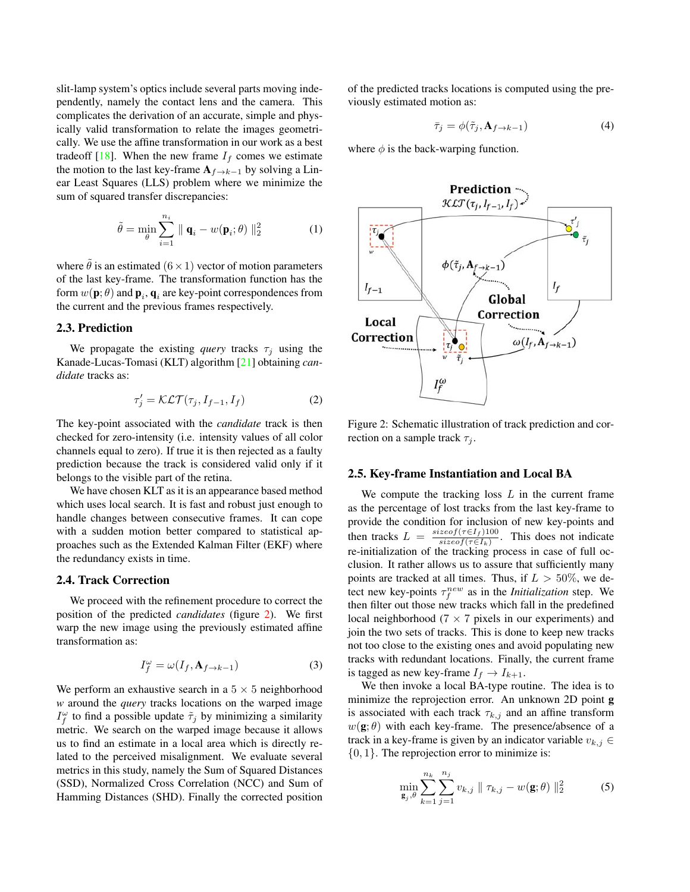slit-lamp system's optics include several parts moving independently, namely the contact lens and the camera. This complicates the derivation of an accurate, simple and physically valid transformation to relate the images geometrically. We use the affine transformation in our work as a best tradeoff [18]. When the new frame $I_f$ comes we estimate the motion to the last key-frame $\mathbf{A}_{f\rightarrow k-1}$ by solving a Linear Least Squares (LLS) problem where we minimize the sum of squared transfer discrepancies:

$$\tilde{\theta} = \min_{\theta} \sum_{i=1}^{n_i} \| \mathbf{q}_i - w(\mathbf{p}_i; \theta) \|_2^2 \tag{1}$$

where $\tilde{\theta}$ is an estimated $(6 \times 1)$ vector of motion parameters of the last key-frame. The transformation function has the form $w(\mathbf{p}; \theta)$ and $\mathbf{p}_i$, $\mathbf{q}_i$ are key-point correspondences from the current and the previous frames respectively.

### 2.3. Prediction

We propagate the existing *query* tracks $\tau_j$ using the Kanade-Lucas-Tomasi (KLT) algorithm [21] obtaining *candidate* tracks as:

$$\tau'_j = \mathcal{KLT}(\tau_j, I_{f-1}, I_f) \tag{2}$$

The key-point associated with the *candidate* track is then checked for zero-intensity (i.e. intensity values of all color channels equal to zero). If true it is then rejected as a faulty prediction because the track is considered valid only if it belongs to the visible part of the retina.

We have chosen KLT as it is an appearance based method which uses local search. It is fast and robust just enough to handle changes between consecutive frames. It can cope with a sudden motion better compared to statistical approaches such as the Extended Kalman Filter (EKF) where the redundancy exists in time.

### 2.4. Track Correction

We proceed with the refinement procedure to correct the position of the predicted *candidates* (figure 2). We first warp the new image using the previously estimated affine transformation as:

$$I_f^{\omega} = \omega(I_f, \mathbf{A}_{f\rightarrow k-1}) \tag{3}$$

We perform an exhaustive search in a $5 \times 5$ neighborhood $w$ around the *query* tracks locations on the warped image $I_f^{\omega}$ to find a possible update $\tilde{\tau}_j$ by minimizing a similarity metric. We search on the warped image because it allows us to find an estimate in a local area which is directly related to the perceived misalignment. We evaluate several metrics in this study, namely the Sum of Squared Distances (SSD), Normalized Cross Correlation (NCC) and Sum of Hamming Distances (SHD). Finally the corrected position of the predicted tracks locations is computed using the previously estimated motion as:

$$\bar{\tau}_j = \phi(\tilde{\tau}_j, \mathbf{A}_{f\rightarrow k-1}) \tag{4}$$

where $\phi$ is the back-warping function.

Figure 2: Schematic illustration of track prediction and correction on a sample track $\tau_j$.

### 2.5. Key-frame Instantiation and Local BA

We compute the tracking loss $L$ in the current frame as the percentage of lost tracks from the last key-frame to provide the condition for inclusion of new key-points and then tracks $L = \frac{sizeof(\tau \in I_f)100}{sizeof(\tau \in I_k)}$. This does not indicate re-initialization of the tracking process in case of full occlusion. It rather allows us to assure that sufficiently many points are tracked at all times. Thus, if $L > 50\%$, we detect new key-points $\tau_f^{new}$ as in the *Initialization* step. We then filter out those new tracks which fall in the predefined local neighborhood ($7 \times 7$ pixels in our experiments) and join the two sets of tracks. This is done to keep new tracks not too close to the existing ones and avoid populating new tracks with redundant locations. Finally, the current frame is tagged as new key-frame $I_f \rightarrow I_{k+1}$.

We then invoke a local BA-type routine. The idea is to minimize the reprojection error. An unknown 2D point $\mathbf{g}$ is associated with each track $\tau_{k,j}$ and an affine transform $w(\mathbf{g}; \theta)$ with each key-frame. The presence/absence of a track in a key-frame is given by an indicator variable $v_{k,j} \in \{0, 1\}$. The reprojection error to minimize is:

$$\min_{\mathbf{g}_j, \theta} \sum_{k=1}^{n_k} \sum_{j=1}^{n_j} v_{k,j} \| \tau_{k,j} - w(\mathbf{g}; \theta) \|_2^2 \tag{5}$$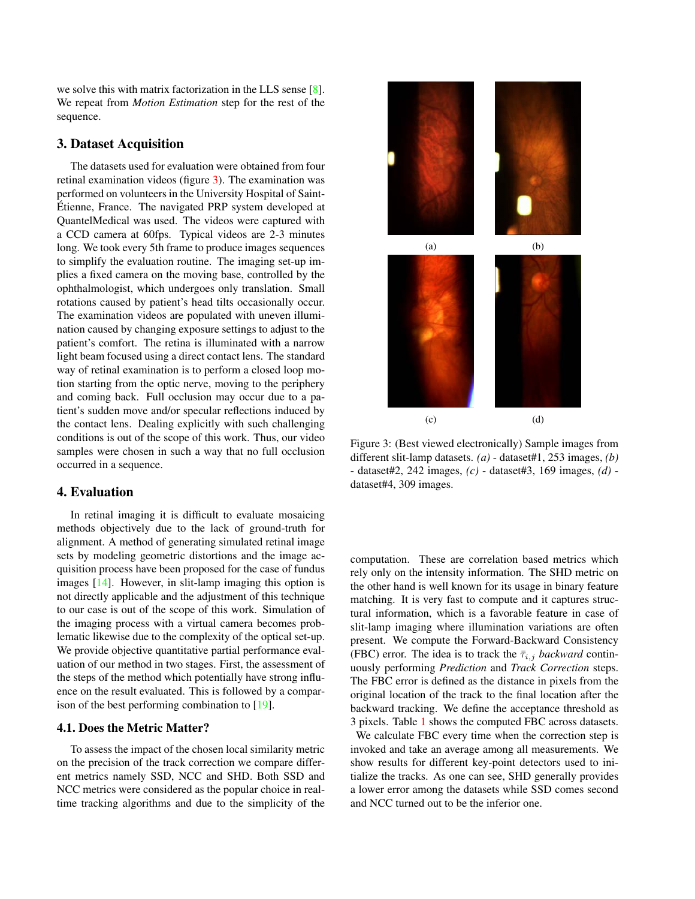we solve this with matrix factorization in the LLS sense [8]. We repeat from *Motion Estimation* step for the rest of the sequence.

## 3. Dataset Acquisition

The datasets used for evaluation were obtained from four retinal examination videos (figure 3). The examination was performed on volunteers in the University Hospital of Saint-Étienne, France. The navigated PRP system developed at QuantelMedical was used. The videos were captured with a CCD camera at 60fps. Typical videos are 2-3 minutes long. We took every 5th frame to produce images sequences to simplify the evaluation routine. The imaging set-up implies a fixed camera on the moving base, controlled by the ophthalmologist, which undergoes only translation. Small rotations caused by patient's head tilts occasionally occur. The examination videos are populated with uneven illumination caused by changing exposure settings to adjust to the patient's comfort. The retina is illuminated with a narrow light beam focused using a direct contact lens. The standard way of retinal examination is to perform a closed loop motion starting from the optic nerve, moving to the periphery and coming back. Full occlusion may occur due to a patient's sudden move and/or specular reflections induced by the contact lens. Dealing explicitly with such challenging conditions is out of the scope of this work. Thus, our video samples were chosen in such a way that no full occlusion occurred in a sequence.

(a) (b) (c) (d)

Figure 3: (Best viewed electronically) Sample images from different slit-lamp datasets. *(a)* - dataset#1, 253 images, *(b)* - dataset#2, 242 images, *(c)* - dataset#3, 169 images, *(d)* - dataset#4, 309 images.

## 4. Evaluation

In retinal imaging it is difficult to evaluate mosaicing methods objectively due to the lack of ground-truth for alignment. A method of generating simulated retinal image sets by modeling geometric distortions and the image acquisition process have been proposed for the case of fundus images [14]. However, in slit-lamp imaging this option is not directly applicable and the adjustment of this technique to our case is out of the scope of this work. Simulation of the imaging process with a virtual camera becomes problematic likewise due to the complexity of the optical set-up. We provide objective quantitative partial performance evaluation of our method in two stages. First, the assessment of the steps of the method which potentially have strong influence on the result evaluated. This is followed by a comparison of the best performing combination to [19].

### 4.1. Does the Metric Matter?

To assess the impact of the chosen local similarity metric on the precision of the track correction we compare different metrics namely SSD, NCC and SHD. Both SSD and NCC metrics were considered as the popular choice in real-time tracking algorithms and due to the simplicity of the computation. These are correlation based metrics which rely only on the intensity information. The SHD metric on the other hand is well known for its usage in binary feature matching. It is very fast to compute and it captures structural information, which is a favorable feature in case of slit-lamp imaging where illumination variations are often present. We compute the Forward-Backward Consistency (FBC) error. The idea is to track the $\bar{\tau}_{i,j}$ *backward* continuously performing *Prediction* and *Track Correction* steps. The FBC error is defined as the distance in pixels from the original location of the track to the final location after the backward tracking. We define the acceptance threshold as 3 pixels. Table 1 shows the computed FBC across datasets.

We calculate FBC every time when the correction step is invoked and take an average among all measurements. We show results for different key-point detectors used to initialize the tracks. As one can see, SHD generally provides a lower error among the datasets while SSD comes second and NCC turned out to be the inferior one.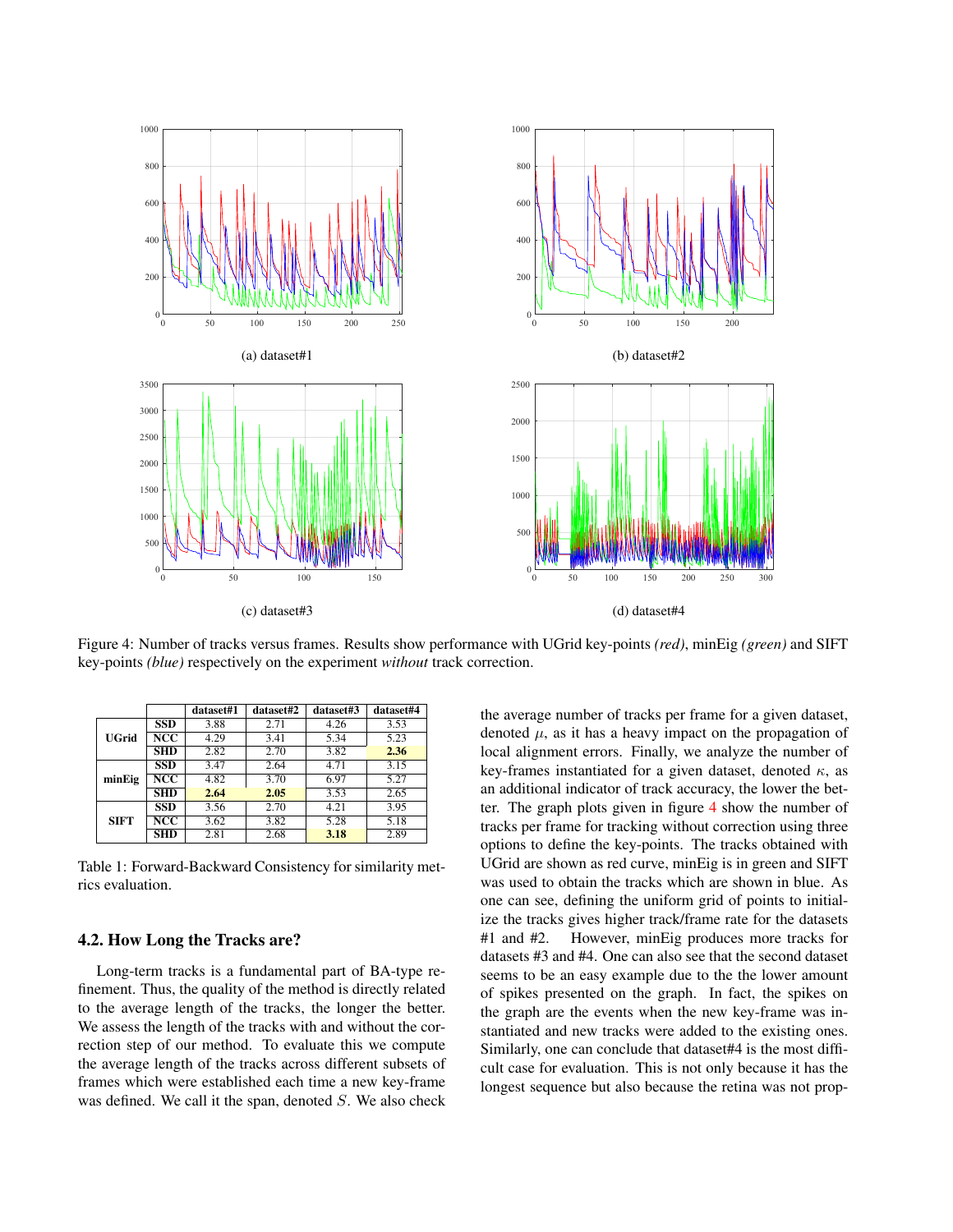(a) dataset#1

(b) dataset#2

(c) dataset#3

(d) dataset#4

Figure 4: Number of tracks versus frames. Results show performance with UGrid key-points *(red)*, minEig *(green)* and SIFT key-points *(blue)* respectively on the experiment *without* track correction.

| | | dataset#1 | dataset#2 | dataset#3 | dataset#4 |
|---|---|---|---|---|---|
| **UGrid** | **SSD** | 3.88 | 2.71 | 4.26 | 3.53 |
| | **NCC** | 4.29 | 3.41 | 5.34 | 5.23 |
| | **SHD** | 2.82 | 2.70 | 3.82 | **2.36** |
| **minEig** | **SSD** | 3.47 | 2.64 | 4.71 | 3.15 |
| | **NCC** | 4.82 | 3.70 | 6.97 | 5.27 |
| | **SHD** | **2.64** | **2.05** | 3.53 | 2.65 |
| **SIFT** | **SSD** | 3.56 | 2.70 | 4.21 | 3.95 |
| | **NCC** | 3.62 | 3.82 | 5.28 | 5.18 |
| | **SHD** | 2.81 | 2.68 | **3.18** | 2.89 |

Table 1: Forward-Backward Consistency for similarity metrics evaluation.

### 4.2. How Long the Tracks are?

Long-term tracks is a fundamental part of BA-type refinement. Thus, the quality of the method is directly related to the average length of the tracks, the longer the better. We assess the length of the tracks with and without the correction step of our method. To evaluate this we compute the average length of the tracks across different subsets of frames which were established each time a new key-frame was defined. We call it the span, denoted $S$. We also check the average number of tracks per frame for a given dataset, denoted $\mu$, as it has a heavy impact on the propagation of local alignment errors. Finally, we analyze the number of key-frames instantiated for a given dataset, denoted $\kappa$, as an additional indicator of track accuracy, the lower the better. The graph plots given in figure 4 show the number of tracks per frame for tracking without correction using three options to define the key-points. The tracks obtained with UGrid are shown as red curve, minEig is in green and SIFT was used to obtain the tracks which are shown in blue. As one can see, defining the uniform grid of points to initialize the tracks gives higher track/frame rate for the datasets #1 and #2. However, minEig produces more tracks for datasets #3 and #4. One can also see that the second dataset seems to be an easy example due to the the lower amount of spikes presented on the graph. In fact, the spikes on the graph are the events when the new key-frame was instantiated and new tracks were added to the existing ones. Similarly, one can conclude that dataset#4 is the most difficult case for evaluation. This is not only because it has the longest sequence but also because the retina was not prop-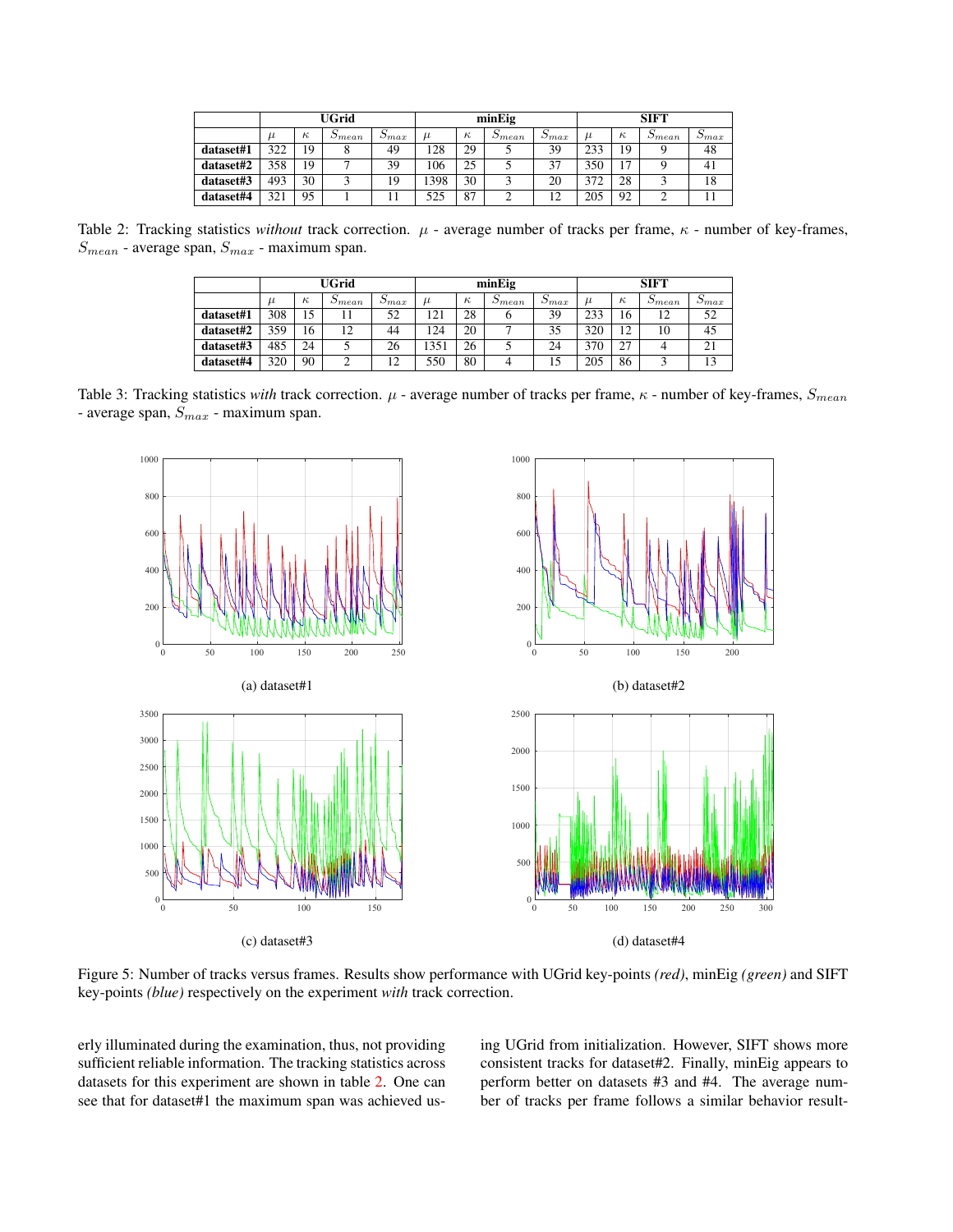| | UGrid | | | | minEig | | | | SIFT | | | |
|---|---|---|---|---|---|---|---|---|---|---|---|---|
| | $\mu$ | $\kappa$ | $S_{mean}$ | $S_{max}$ | $\mu$ | $\kappa$ | $S_{mean}$ | $S_{max}$ | $\mu$ | $\kappa$ | $S_{mean}$ | $S_{max}$ |
| **dataset#1** | 322 | 19 | 8 | 49 | 128 | 29 | 5 | 39 | 233 | 19 | 9 | 48 |
| **dataset#2** | 358 | 19 | 7 | 39 | 106 | 25 | 5 | 37 | 350 | 17 | 9 | 41 |
| **dataset#3** | 493 | 30 | 3 | 19 | 1398 | 30 | 3 | 20 | 372 | 28 | 3 | 18 |
| **dataset#4** | 321 | 95 | 1 | 11 | 525 | 87 | 2 | 12 | 205 | 92 | 2 | 11 |

Table 2: Tracking statistics *without* track correction. $\mu$ - average number of tracks per frame, $\kappa$ - number of key-frames, $S_{mean}$ - average span, $S_{max}$ - maximum span.

| | UGrid | | | | minEig | | | | SIFT | | | |
|---|---|---|---|---|---|---|---|---|---|---|---|---|
| | $\mu$ | $\kappa$ | $S_{mean}$ | $S_{max}$ | $\mu$ | $\kappa$ | $S_{mean}$ | $S_{max}$ | $\mu$ | $\kappa$ | $S_{mean}$ | $S_{max}$ |
| **dataset#1** | 308 | 15 | 11 | 52 | 121 | 28 | 6 | 39 | 233 | 16 | 12 | 52 |
| **dataset#2** | 359 | 16 | 12 | 44 | 124 | 20 | 7 | 35 | 320 | 12 | 10 | 45 |
| **dataset#3** | 485 | 24 | 5 | 26 | 1351 | 26 | 5 | 24 | 370 | 27 | 4 | 21 |
| **dataset#4** | 320 | 90 | 2 | 12 | 550 | 80 | 4 | 15 | 205 | 86 | 3 | 13 |

Table 3: Tracking statistics *with* track correction. $\mu$ - average number of tracks per frame, $\kappa$ - number of key-frames, $S_{mean}$ - average span, $S_{max}$ - maximum span.

(a) dataset#1

(b) dataset#2

(c) dataset#3

(d) dataset#4

Figure 5: Number of tracks versus frames. Results show performance with UGrid key-points *(red)*, minEig *(green)* and SIFT key-points *(blue)* respectively on the experiment *with* track correction.

erly illuminated during the examination, thus, not providing sufficient reliable information. The tracking statistics across datasets for this experiment are shown in table 2. One can see that for dataset#1 the maximum span was achieved using UGrid from initialization. However, SIFT shows more consistent tracks for dataset#2. Finally, minEig appears to perform better on datasets #3 and #4. The average number of tracks per frame follows a similar behavior result-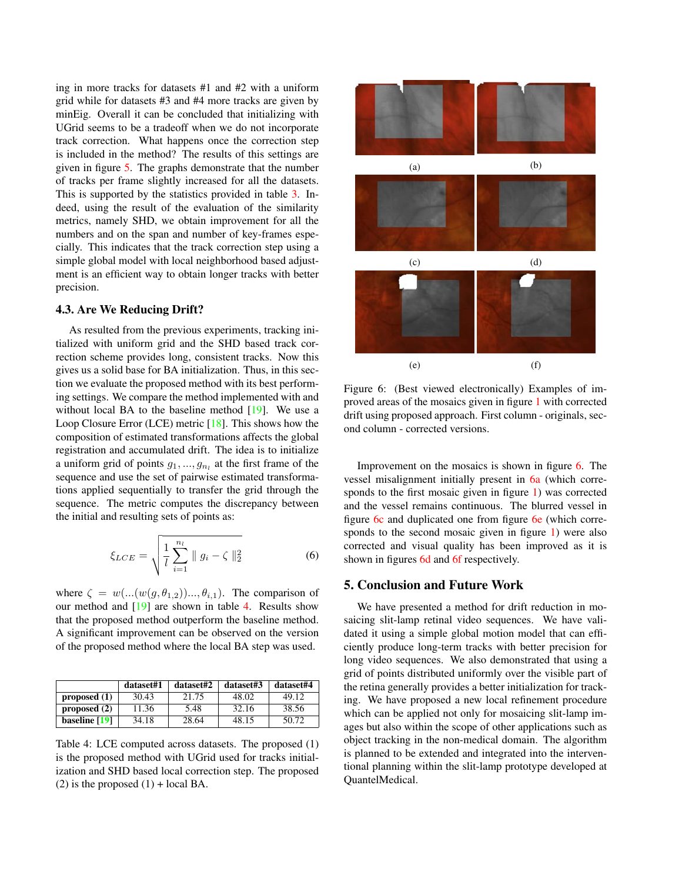ing in more tracks for datasets #1 and #2 with a uniform grid while for datasets #3 and #4 more tracks are given by minEig. Overall it can be concluded that initializing with UGrid seems to be a tradeoff when we do not incorporate track correction. What happens once the correction step is included in the method? The results of this settings are given in figure 5. The graphs demonstrate that the number of tracks per frame slightly increased for all the datasets. This is supported by the statistics provided in table 3. Indeed, using the result of the evaluation of the similarity metrics, namely SHD, we obtain improvement for all the numbers and on the span and number of key-frames especially. This indicates that the track correction step using a simple global model with local neighborhood based adjustment is an efficient way to obtain longer tracks with better precision.

### 4.3. Are We Reducing Drift?

As resulted from the previous experiments, tracking initialized with uniform grid and the SHD based track correction scheme provides long, consistent tracks. Now this gives us a solid base for BA initialization. Thus, in this section we evaluate the proposed method with its best performing settings. We compare the method implemented with and without local BA to the baseline method [19]. We use a Loop Closure Error (LCE) metric [18]. This shows how the composition of estimated transformations affects the global registration and accumulated drift. The idea is to initialize a uniform grid of points $g_1, ..., g_{n_l}$ at the first frame of the sequence and use the set of pairwise estimated transformations applied sequentially to transfer the grid through the sequence. The metric computes the discrepancy between the initial and resulting sets of points as:

$$\xi_{LCE} = \sqrt{\frac{1}{l}\sum_{i=1}^{n_l} \| g_i - \zeta \|_2^2} \tag{6}$$

where $\zeta = w(...(w(g, \theta_{1,2}))..., \theta_{i,1})$. The comparison of our method and [19] are shown in table 4. Results show that the proposed method outperform the baseline method. A significant improvement can be observed on the version of the proposed method where the local BA step was used.

| | dataset#1 | dataset#2 | dataset#3 | dataset#4 |
|---|---|---|---|---|
| **proposed (1)** | 30.43 | 21.75 | 48.02 | 49.12 |
| **proposed (2)** | 11.36 | 5.48 | 32.16 | 38.56 |
| **baseline [19]** | 34.18 | 28.64 | 48.15 | 50.72 |

Table 4: LCE computed across datasets. The proposed (1) is the proposed method with UGrid used for tracks initialization and SHD based local correction step. The proposed (2) is the proposed (1) + local BA.

Figure 6: (Best viewed electronically) Examples of improved areas of the mosaics given in figure 1 with corrected drift using proposed approach. First column - originals, second column - corrected versions.

Improvement on the mosaics is shown in figure 6. The vessel misalignment initially present in 6a (which corresponds to the first mosaic given in figure 1) was corrected and the vessel remains continuous. The blurred vessel in figure 6c and duplicated one from figure 6e (which corresponds to the second mosaic given in figure 1) were also corrected and visual quality has been improved as it is shown in figures 6d and 6f respectively.

## 5. Conclusion and Future Work

We have presented a method for drift reduction in mosaicing slit-lamp retinal video sequences. We have validated it using a simple global motion model that can efficiently produce long-term tracks with better precision for long video sequences. We also demonstrated that using a grid of points distributed uniformly over the visible part of the retina generally provides a better initialization for tracking. We have proposed a new local refinement procedure which can be applied not only for mosaicing slit-lamp images but also within the scope of other applications such as object tracking in the non-medical domain. The algorithm is planned to be extended and integrated into the interventional planning within the slit-lamp prototype developed at QuantelMedical.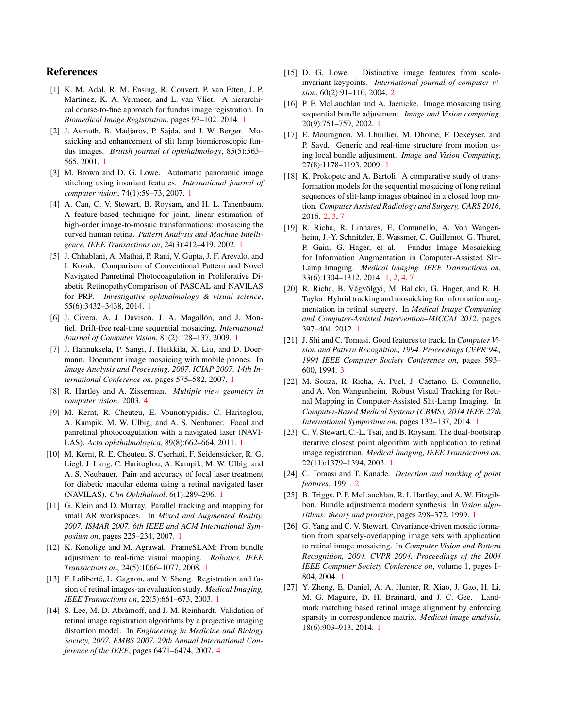## References

[1] K. M. Adal, R. M. Ensing, R. Couvert, P. van Etten, J. P. Martinez, K. A. Vermeer, and L. van Vliet. A hierarchical coarse-to-fine approach for fundus image registration. In *Biomedical Image Registration*, pages 93–102. 2014. 1

[2] J. Asmuth, B. Madjarov, P. Sajda, and J. W. Berger. Mosaicking and enhancement of slit lamp biomicroscopic fundus images. *British journal of ophthalmology*, 85(5):563–565, 2001. 1

[3] M. Brown and D. G. Lowe. Automatic panoramic image stitching using invariant features. *International journal of computer vision*, 74(1):59–73, 2007. 1

[4] A. Can, C. V. Stewart, B. Roysam, and H. L. Tanenbaum. A feature-based technique for joint, linear estimation of high-order image-to-mosaic transformations: mosaicing the curved human retina. *Pattern Analysis and Machine Intelligence, IEEE Transactions on*, 24(3):412–419, 2002. 1

[5] J. Chhablani, A. Mathai, P. Rani, V. Gupta, J. F. Arevalo, and I. Kozak. Comparison of Conventional Pattern and Novel Navigated Panretinal Photocoagulation in Proliferative Diabetic RetinopathyComparison of PASCAL and NAVILAS for PRP. *Investigative ophthalmology & visual science*, 55(6):3432–3438, 2014. 1

[6] J. Civera, A. J. Davison, J. A. Magallón, and J. Montiel. Drift-free real-time sequential mosaicing. *International Journal of Computer Vision*, 81(2):128–137, 2009. 1

[7] J. Hannuksela, P. Sangi, J. Heikkilä, X. Liu, and D. Doermann. Document image mosaicing with mobile phones. In *Image Analysis and Processing, 2007. ICIAP 2007. 14th International Conference on*, pages 575–582, 2007. 1

[8] R. Hartley and A. Zisserman. *Multiple view geometry in computer vision*. 2003. 4

[9] M. Kernt, R. Cheuteu, E. Vounotrypidis, C. Haritoglou, A. Kampik, M. W. Ulbig, and A. S. Neubauer. Focal and panretinal photocoagulation with a navigated laser (NAVILAS). *Acta ophthalmologica*, 89(8):662–664, 2011. 1

[10] M. Kernt, R. E. Cheuteu, S. Cserhati, F. Seidensticker, R. G. Liegl, J. Lang, C. Haritoglou, A. Kampik, M. W. Ulbig, and A. S. Neubauer. Pain and accuracy of focal laser treatment for diabetic macular edema using a retinal navigated laser (NAVILAS). *Clin Ophthalmol*, 6(1):289–296. 1

[11] G. Klein and D. Murray. Parallel tracking and mapping for small AR workspaces. In *Mixed and Augmented Reality, 2007. ISMAR 2007. 6th IEEE and ACM International Symposium on*, pages 225–234, 2007. 1

[12] K. Konolige and M. Agrawal. FrameSLAM: From bundle adjustment to real-time visual mapping. *Robotics, IEEE Transactions on*, 24(5):1066–1077, 2008. 1

[13] F. Laliberté, L. Gagnon, and Y. Sheng. Registration and fusion of retinal images-an evaluation study. *Medical Imaging, IEEE Transactions on*, 22(5):661–673, 2003. 1

[14] S. Lee, M. D. Abràmoff, and J. M. Reinhardt. Validation of retinal image registration algorithms by a projective imaging distortion model. In *Engineering in Medicine and Biology Society, 2007. EMBS 2007. 29th Annual International Conference of the IEEE*, pages 6471–6474, 2007. 4

[15] D. G. Lowe. Distinctive image features from scale-invariant keypoints. *International journal of computer vision*, 60(2):91–110, 2004. 2

[16] P. F. McLauchlan and A. Jaenicke. Image mosaicing using sequential bundle adjustment. *Image and Vision computing*, 20(9):751–759, 2002. 1

[17] E. Mouragnon, M. Lhuillier, M. Dhome, F. Dekeyser, and P. Sayd. Generic and real-time structure from motion using local bundle adjustment. *Image and Vision Computing*, 27(8):1178–1193, 2009. 1

[18] K. Prokopetc and A. Bartoli. A comparative study of transformation models for the sequential mosaicing of long retinal sequences of slit-lamp images obtained in a closed loop motion. *Computer Assisted Radiology and Surgery, CARS 2016*, 2016. 2, 3, 7

[19] R. Richa, R. Linhares, E. Comunello, A. Von Wangenheim, J.-Y. Schnitzler, B. Wassmer, C. Guillemot, G. Thuret, P. Gain, G. Hager, et al. Fundus Image Mosaicking for Information Augmentation in Computer-Assisted Slit-Lamp Imaging. *Medical Imaging, IEEE Transactions on*, 33(6):1304–1312, 2014. 1, 2, 4, 7

[20] R. Richa, B. Vágvölgyi, M. Balicki, G. Hager, and R. H. Taylor. Hybrid tracking and mosaicking for information augmentation in retinal surgery. In *Medical Image Computing and Computer-Assisted Intervention–MICCAI 2012*, pages 397–404. 2012. 1

[21] J. Shi and C. Tomasi. Good features to track. In *Computer Vision and Pattern Recognition, 1994. Proceedings CVPR'94., 1994 IEEE Computer Society Conference on*, pages 593–600, 1994. 3

[22] M. Souza, R. Richa, A. Puel, J. Caetano, E. Comunello, and A. Von Wangenheim. Robust Visual Tracking for Retinal Mapping in Computer-Assisted Slit-Lamp Imaging. In *Computer-Based Medical Systems (CBMS), 2014 IEEE 27th International Symposium on*, pages 132–137, 2014. 1

[23] C. V. Stewart, C.-L. Tsai, and B. Roysam. The dual-bootstrap iterative closest point algorithm with application to retinal image registration. *Medical Imaging, IEEE Transactions on*, 22(11):1379–1394, 2003. 1

[24] C. Tomasi and T. Kanade. *Detection and tracking of point features*. 1991. 2

[25] B. Triggs, P. F. McLauchlan, R. I. Hartley, and A. W. Fitzgibbon. Bundle adjustmenta modern synthesis. In *Vision algorithms: theory and practice*, pages 298–372. 1999. 1

[26] G. Yang and C. V. Stewart. Covariance-driven mosaic formation from sparsely-overlapping image sets with application to retinal image mosaicing. In *Computer Vision and Pattern Recognition, 2004. CVPR 2004. Proceedings of the 2004 IEEE Computer Society Conference on*, volume 1, pages I–804, 2004. 1

[27] Y. Zheng, E. Daniel, A. A. Hunter, R. Xiao, J. Gao, H. Li, M. G. Maguire, D. H. Brainard, and J. C. Gee. Landmark matching based retinal image alignment by enforcing sparsity in correspondence matrix. *Medical image analysis*, 18(6):903–913, 2014. 1